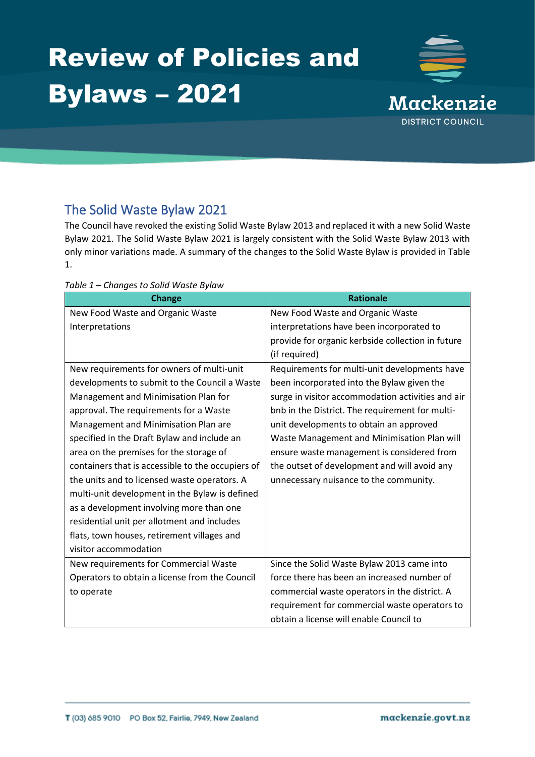# Review of Policies and Bylaws – 2021

## The Solid Waste Bylaw 2021

The Council have revoked the existing Solid Waste Bylaw 2013 and replaced it with a new Solid Waste Bylaw 2021. The Solid Waste Bylaw 2021 is largely consistent with the Solid Waste Bylaw 2013 with only minor variations made. A summary of the changes to the Solid Waste Bylaw is provided in Table 1.

*Table 1 – Changes to Solid Waste Bylaw*

| Change | Rationale |
|---|---|
| New Food Waste and Organic Waste Interpretations | New Food Waste and Organic Waste interpretations have been incorporated to provide for organic kerbside collection in future (if required) |
| New requirements for owners of multi-unit developments to submit to the Council a Waste Management and Minimisation Plan for approval. The requirements for a Waste Management and Minimisation Plan are specified in the Draft Bylaw and include an area on the premises for the storage of containers that is accessible to the occupiers of the units and to licensed waste operators. A multi-unit development in the Bylaw is defined as a development involving more than one residential unit per allotment and includes flats, town houses, retirement villages and visitor accommodation | Requirements for multi-unit developments have been incorporated into the Bylaw given the surge in visitor accommodation activities and air bnb in the District. The requirement for multi-unit developments to obtain an approved Waste Management and Minimisation Plan will ensure waste management is considered from the outset of development and will avoid any unnecessary nuisance to the community. |
| New requirements for Commercial Waste Operators to obtain a license from the Council to operate | Since the Solid Waste Bylaw 2013 came into force there has been an increased number of commercial waste operators in the district. A requirement for commercial waste operators to obtain a license will enable Council to |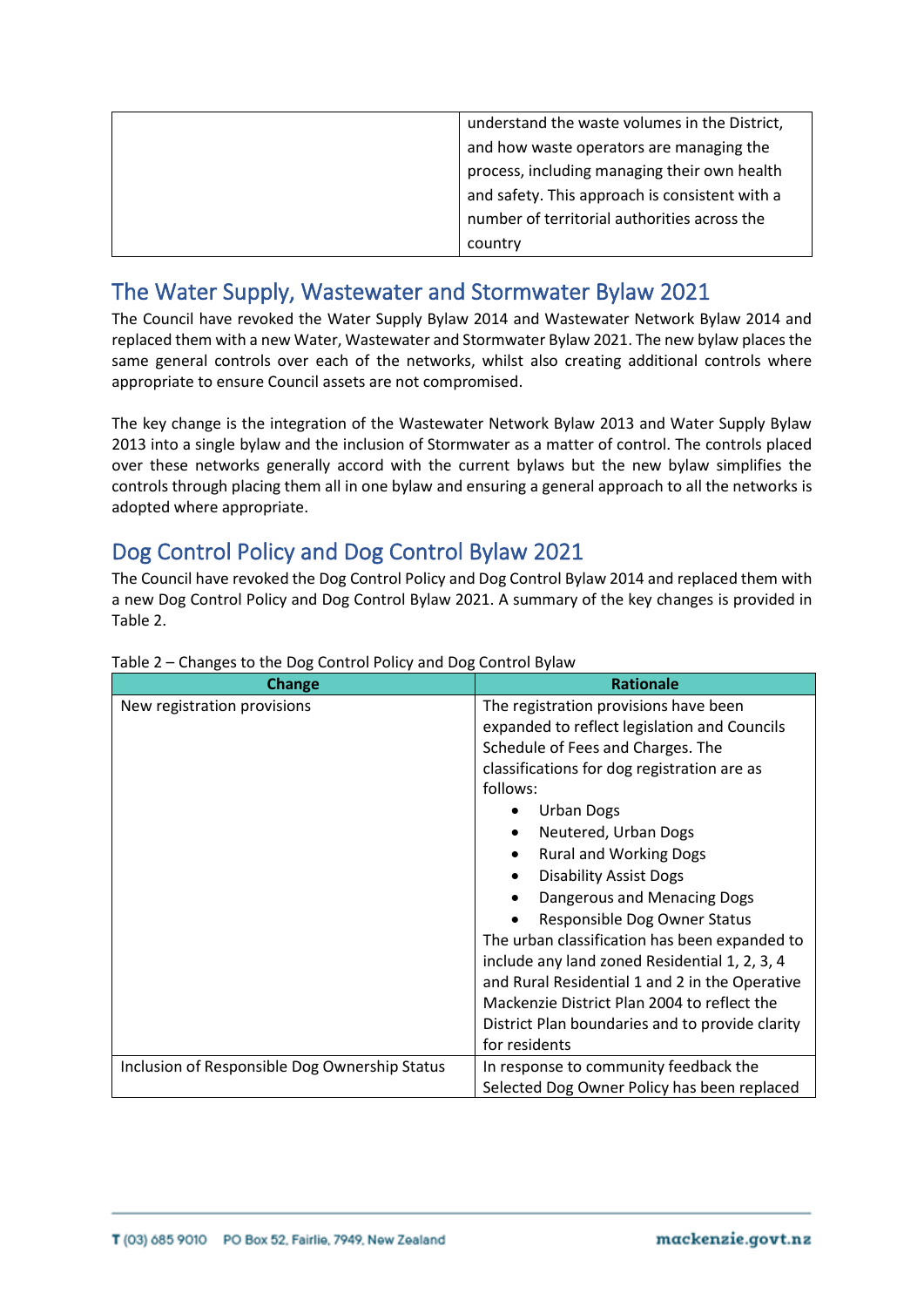| | |
|---|---|
| | understand the waste volumes in the District, and how waste operators are managing the process, including managing their own health and safety. This approach is consistent with a number of territorial authorities across the country |

## The Water Supply, Wastewater and Stormwater Bylaw 2021

The Council have revoked the Water Supply Bylaw 2014 and Wastewater Network Bylaw 2014 and replaced them with a new Water, Wastewater and Stormwater Bylaw 2021. The new bylaw places the same general controls over each of the networks, whilst also creating additional controls where appropriate to ensure Council assets are not compromised.

The key change is the integration of the Wastewater Network Bylaw 2013 and Water Supply Bylaw 2013 into a single bylaw and the inclusion of Stormwater as a matter of control. The controls placed over these networks generally accord with the current bylaws but the new bylaw simplifies the controls through placing them all in one bylaw and ensuring a general approach to all the networks is adopted where appropriate.

## Dog Control Policy and Dog Control Bylaw 2021

The Council have revoked the Dog Control Policy and Dog Control Bylaw 2014 and replaced them with a new Dog Control Policy and Dog Control Bylaw 2021. A summary of the key changes is provided in Table 2.

Table 2 – Changes to the Dog Control Policy and Dog Control Bylaw

| Change | Rationale |
|---|---|
| New registration provisions | The registration provisions have been expanded to reflect legislation and Councils Schedule of Fees and Charges. The classifications for dog registration are as follows:<br>• Urban Dogs<br>• Neutered, Urban Dogs<br>• Rural and Working Dogs<br>• Disability Assist Dogs<br>• Dangerous and Menacing Dogs<br>• Responsible Dog Owner Status<br>The urban classification has been expanded to include any land zoned Residential 1, 2, 3, 4 and Rural Residential 1 and 2 in the Operative Mackenzie District Plan 2004 to reflect the District Plan boundaries and to provide clarity for residents |
| Inclusion of Responsible Dog Ownership Status | In response to community feedback the Selected Dog Owner Policy has been replaced |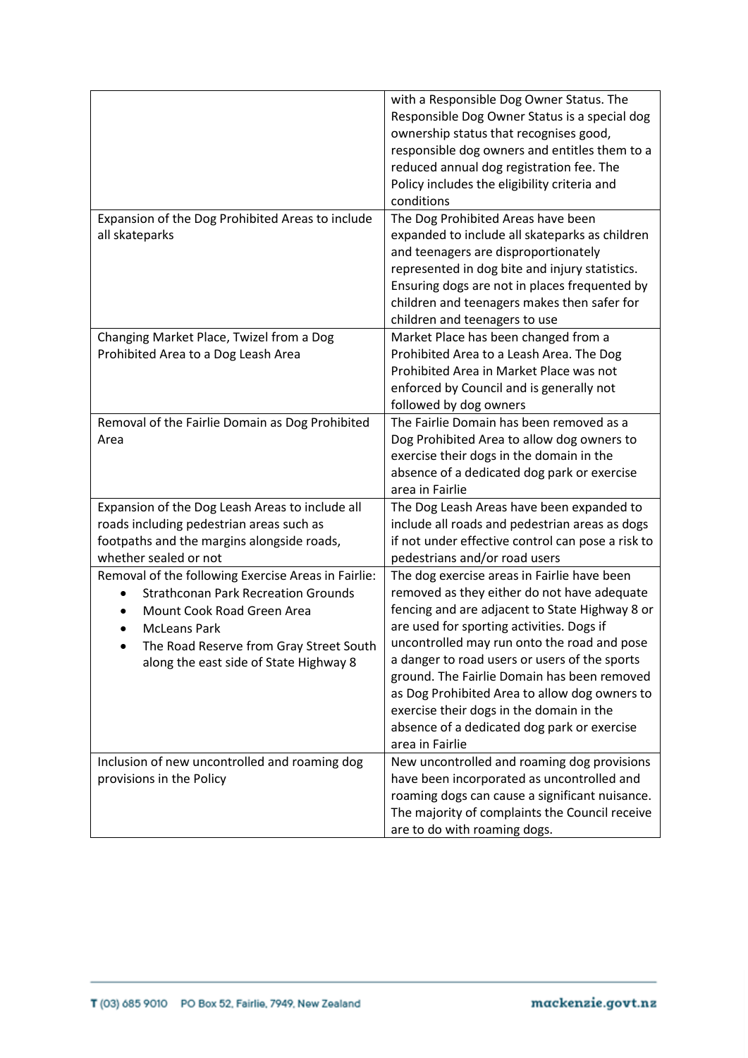| | |
|---|---|
| | with a Responsible Dog Owner Status. The Responsible Dog Owner Status is a special dog ownership status that recognises good, responsible dog owners and entitles them to a reduced annual dog registration fee. The Policy includes the eligibility criteria and conditions |
| Expansion of the Dog Prohibited Areas to include all skateparks | The Dog Prohibited Areas have been expanded to include all skateparks as children and teenagers are disproportionately represented in dog bite and injury statistics. Ensuring dogs are not in places frequented by children and teenagers makes then safer for children and teenagers to use |
| Changing Market Place, Twizel from a Dog Prohibited Area to a Dog Leash Area | Market Place has been changed from a Prohibited Area to a Leash Area. The Dog Prohibited Area in Market Place was not enforced by Council and is generally not followed by dog owners |
| Removal of the Fairlie Domain as Dog Prohibited Area | The Fairlie Domain has been removed as a Dog Prohibited Area to allow dog owners to exercise their dogs in the domain in the absence of a dedicated dog park or exercise area in Fairlie |
| Expansion of the Dog Leash Areas to include all roads including pedestrian areas such as footpaths and the margins alongside roads, whether sealed or not | The Dog Leash Areas have been expanded to include all roads and pedestrian areas as dogs if not under effective control can pose a risk to pedestrians and/or road users |
| Removal of the following Exercise Areas in Fairlie:<br>• Strathconan Park Recreation Grounds<br>• Mount Cook Road Green Area<br>• McLeans Park<br>• The Road Reserve from Gray Street South along the east side of State Highway 8 | The dog exercise areas in Fairlie have been removed as they either do not have adequate fencing and are adjacent to State Highway 8 or are used for sporting activities. Dogs if uncontrolled may run onto the road and pose a danger to road users or users of the sports ground. The Fairlie Domain has been removed as Dog Prohibited Area to allow dog owners to exercise their dogs in the domain in the absence of a dedicated dog park or exercise area in Fairlie |
| Inclusion of new uncontrolled and roaming dog provisions in the Policy | New uncontrolled and roaming dog provisions have been incorporated as uncontrolled and roaming dogs can cause a significant nuisance. The majority of complaints the Council receive are to do with roaming dogs. |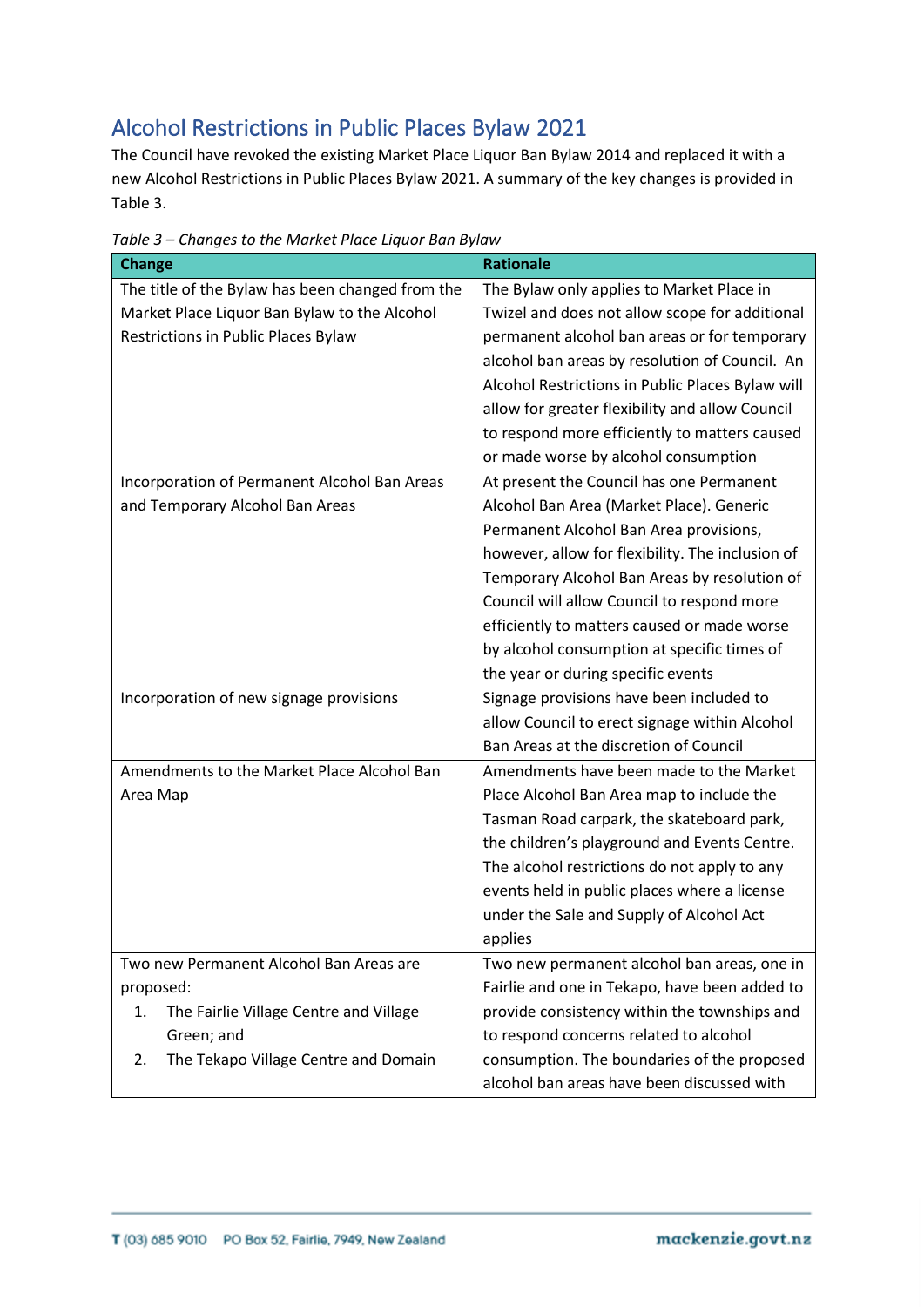## Alcohol Restrictions in Public Places Bylaw 2021

The Council have revoked the existing Market Place Liquor Ban Bylaw 2014 and replaced it with a new Alcohol Restrictions in Public Places Bylaw 2021. A summary of the key changes is provided in Table 3.

*Table 3 – Changes to the Market Place Liquor Ban Bylaw*

| Change | Rationale |
|---|---|
| The title of the Bylaw has been changed from the Market Place Liquor Ban Bylaw to the Alcohol Restrictions in Public Places Bylaw | The Bylaw only applies to Market Place in Twizel and does not allow scope for additional permanent alcohol ban areas or for temporary alcohol ban areas by resolution of Council. An Alcohol Restrictions in Public Places Bylaw will allow for greater flexibility and allow Council to respond more efficiently to matters caused or made worse by alcohol consumption |
| Incorporation of Permanent Alcohol Ban Areas and Temporary Alcohol Ban Areas | At present the Council has one Permanent Alcohol Ban Area (Market Place). Generic Permanent Alcohol Ban Area provisions, however, allow for flexibility. The inclusion of Temporary Alcohol Ban Areas by resolution of Council will allow Council to respond more efficiently to matters caused or made worse by alcohol consumption at specific times of the year or during specific events |
| Incorporation of new signage provisions | Signage provisions have been included to allow Council to erect signage within Alcohol Ban Areas at the discretion of Council |
| Amendments to the Market Place Alcohol Ban Area Map | Amendments have been made to the Market Place Alcohol Ban Area map to include the Tasman Road carpark, the skateboard park, the children's playground and Events Centre. The alcohol restrictions do not apply to any events held in public places where a license under the Sale and Supply of Alcohol Act applies |
| Two new Permanent Alcohol Ban Areas are proposed:<br>1. The Fairlie Village Centre and Village Green; and<br>2. The Tekapo Village Centre and Domain | Two new permanent alcohol ban areas, one in Fairlie and one in Tekapo, have been added to provide consistency within the townships and to respond concerns related to alcohol consumption. The boundaries of the proposed alcohol ban areas have been discussed with |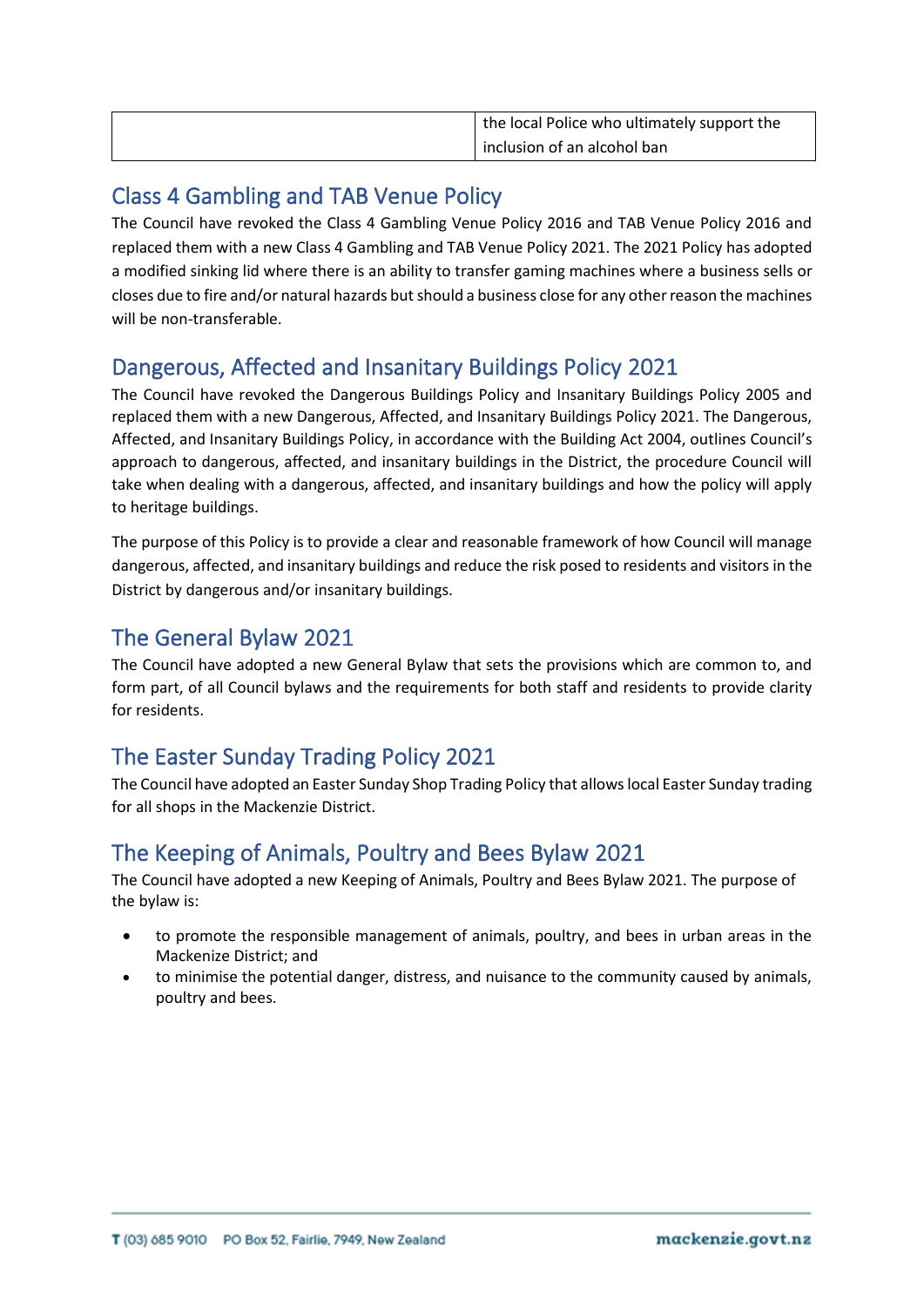|  | the local Police who ultimately support the inclusion of an alcohol ban |
|---|---|

## Class 4 Gambling and TAB Venue Policy

The Council have revoked the Class 4 Gambling Venue Policy 2016 and TAB Venue Policy 2016 and replaced them with a new Class 4 Gambling and TAB Venue Policy 2021. The 2021 Policy has adopted a modified sinking lid where there is an ability to transfer gaming machines where a business sells or closes due to fire and/or natural hazards but should a business close for any other reason the machines will be non-transferable.

## Dangerous, Affected and Insanitary Buildings Policy 2021

The Council have revoked the Dangerous Buildings Policy and Insanitary Buildings Policy 2005 and replaced them with a new Dangerous, Affected, and Insanitary Buildings Policy 2021. The Dangerous, Affected, and Insanitary Buildings Policy, in accordance with the Building Act 2004, outlines Council's approach to dangerous, affected, and insanitary buildings in the District, the procedure Council will take when dealing with a dangerous, affected, and insanitary buildings and how the policy will apply to heritage buildings.

The purpose of this Policy is to provide a clear and reasonable framework of how Council will manage dangerous, affected, and insanitary buildings and reduce the risk posed to residents and visitors in the District by dangerous and/or insanitary buildings.

## The General Bylaw 2021

The Council have adopted a new General Bylaw that sets the provisions which are common to, and form part, of all Council bylaws and the requirements for both staff and residents to provide clarity for residents.

## The Easter Sunday Trading Policy 2021

The Council have adopted an Easter Sunday Shop Trading Policy that allows local Easter Sunday trading for all shops in the Mackenzie District.

## The Keeping of Animals, Poultry and Bees Bylaw 2021

The Council have adopted a new Keeping of Animals, Poultry and Bees Bylaw 2021. The purpose of the bylaw is:

- to promote the responsible management of animals, poultry, and bees in urban areas in the Mackenize District; and
- to minimise the potential danger, distress, and nuisance to the community caused by animals, poultry and bees.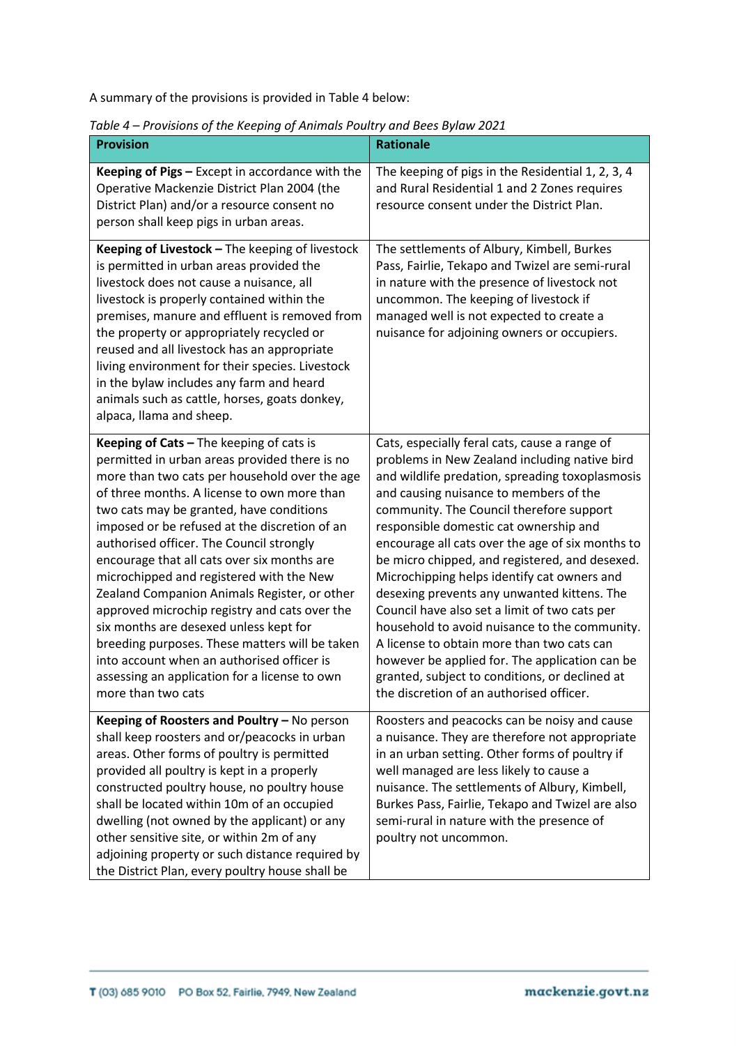A summary of the provisions is provided in Table 4 below:

*Table 4 – Provisions of the Keeping of Animals Poultry and Bees Bylaw 2021*

| Provision | Rationale |
| --- | --- |
| **Keeping of Pigs –** Except in accordance with the Operative Mackenzie District Plan 2004 (the District Plan) and/or a resource consent no person shall keep pigs in urban areas. | The keeping of pigs in the Residential 1, 2, 3, 4 and Rural Residential 1 and 2 Zones requires resource consent under the District Plan. |
| **Keeping of Livestock –** The keeping of livestock is permitted in urban areas provided the livestock does not cause a nuisance, all livestock is properly contained within the premises, manure and effluent is removed from the property or appropriately recycled or reused and all livestock has an appropriate living environment for their species. Livestock in the bylaw includes any farm and heard animals such as cattle, horses, goats donkey, alpaca, llama and sheep. | The settlements of Albury, Kimbell, Burkes Pass, Fairlie, Tekapo and Twizel are semi-rural in nature with the presence of livestock not uncommon. The keeping of livestock if managed well is not expected to create a nuisance for adjoining owners or occupiers. |
| **Keeping of Cats –** The keeping of cats is permitted in urban areas provided there is no more than two cats per household over the age of three months. A license to own more than two cats may be granted, have conditions imposed or be refused at the discretion of an authorised officer. The Council strongly encourage that all cats over six months are microchipped and registered with the New Zealand Companion Animals Register, or other approved microchip registry and cats over the six months are desexed unless kept for breeding purposes. These matters will be taken into account when an authorised officer is assessing an application for a license to own more than two cats | Cats, especially feral cats, cause a range of problems in New Zealand including native bird and wildlife predation, spreading toxoplasmosis and causing nuisance to members of the community. The Council therefore support responsible domestic cat ownership and encourage all cats over the age of six months to be micro chipped, and registered, and desexed. Microchipping helps identify cat owners and desexing prevents any unwanted kittens. The Council have also set a limit of two cats per household to avoid nuisance to the community. A license to obtain more than two cats can however be applied for. The application can be granted, subject to conditions, or declined at the discretion of an authorised officer. |
| **Keeping of Roosters and Poultry –** No person shall keep roosters and or/peacocks in urban areas. Other forms of poultry is permitted provided all poultry is kept in a properly constructed poultry house, no poultry house shall be located within 10m of an occupied dwelling (not owned by the applicant) or any other sensitive site, or within 2m of any adjoining property or such distance required by the District Plan, every poultry house shall be | Roosters and peacocks can be noisy and cause a nuisance. They are therefore not appropriate in an urban setting. Other forms of poultry if well managed are less likely to cause a nuisance. The settlements of Albury, Kimbell, Burkes Pass, Fairlie, Tekapo and Twizel are also semi-rural in nature with the presence of poultry not uncommon. |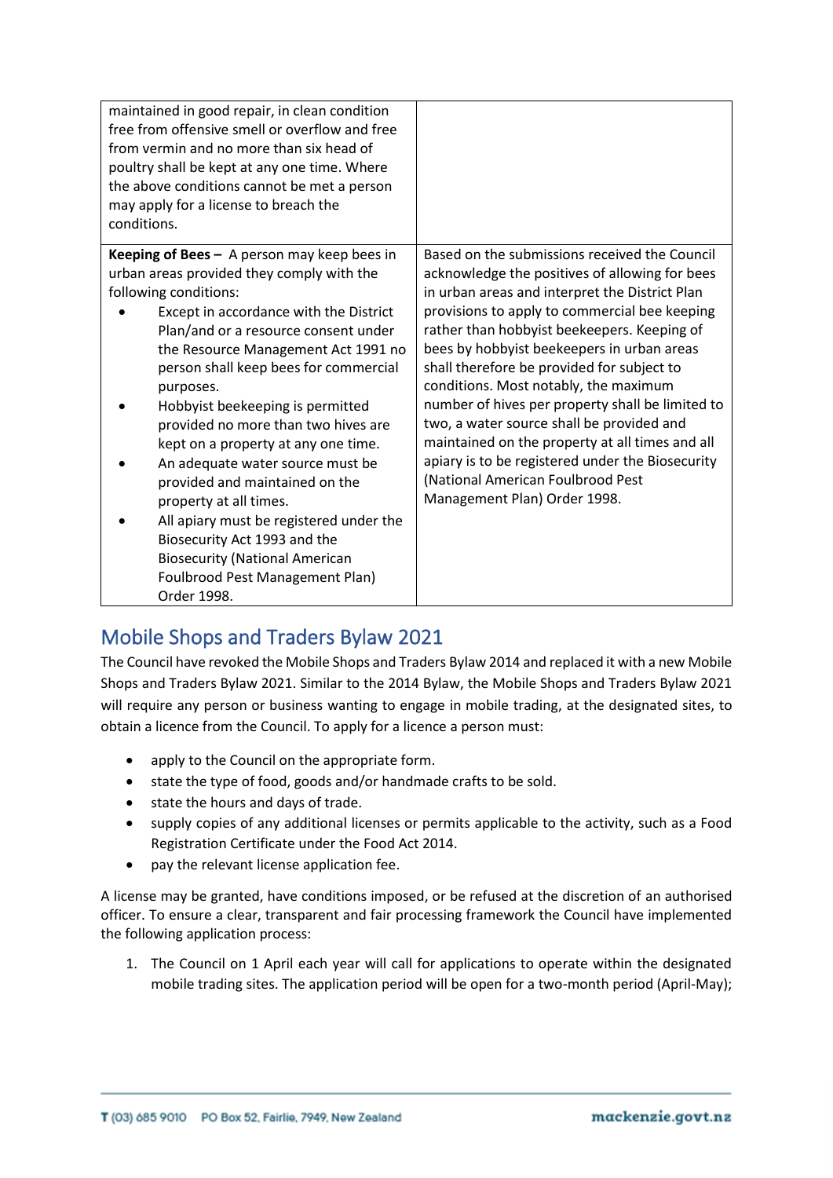| | |
|---|---|
| maintained in good repair, in clean condition free from offensive smell or overflow and free from vermin and no more than six head of poultry shall be kept at any one time. Where the above conditions cannot be met a person may apply for a license to breach the conditions. | |
| **Keeping of Bees –** A person may keep bees in urban areas provided they comply with the following conditions:<br>• Except in accordance with the District Plan/and or a resource consent under the Resource Management Act 1991 no person shall keep bees for commercial purposes.<br>• Hobbyist beekeeping is permitted provided no more than two hives are kept on a property at any one time.<br>• An adequate water source must be provided and maintained on the property at all times.<br>• All apiary must be registered under the Biosecurity Act 1993 and the Biosecurity (National American Foulbrood Pest Management Plan) Order 1998. | Based on the submissions received the Council acknowledge the positives of allowing for bees in urban areas and interpret the District Plan provisions to apply to commercial bee keeping rather than hobbyist beekeepers. Keeping of bees by hobbyist beekeepers in urban areas shall therefore be provided for subject to conditions. Most notably, the maximum number of hives per property shall be limited to two, a water source shall be provided and maintained on the property at all times and all apiary is to be registered under the Biosecurity (National American Foulbrood Pest Management Plan) Order 1998. |

## Mobile Shops and Traders Bylaw 2021

The Council have revoked the Mobile Shops and Traders Bylaw 2014 and replaced it with a new Mobile Shops and Traders Bylaw 2021. Similar to the 2014 Bylaw, the Mobile Shops and Traders Bylaw 2021 will require any person or business wanting to engage in mobile trading, at the designated sites, to obtain a licence from the Council. To apply for a licence a person must:

- apply to the Council on the appropriate form.
- state the type of food, goods and/or handmade crafts to be sold.
- state the hours and days of trade.
- supply copies of any additional licenses or permits applicable to the activity, such as a Food Registration Certificate under the Food Act 2014.
- pay the relevant license application fee.

A license may be granted, have conditions imposed, or be refused at the discretion of an authorised officer. To ensure a clear, transparent and fair processing framework the Council have implemented the following application process:

1. The Council on 1 April each year will call for applications to operate within the designated mobile trading sites. The application period will be open for a two-month period (April-May);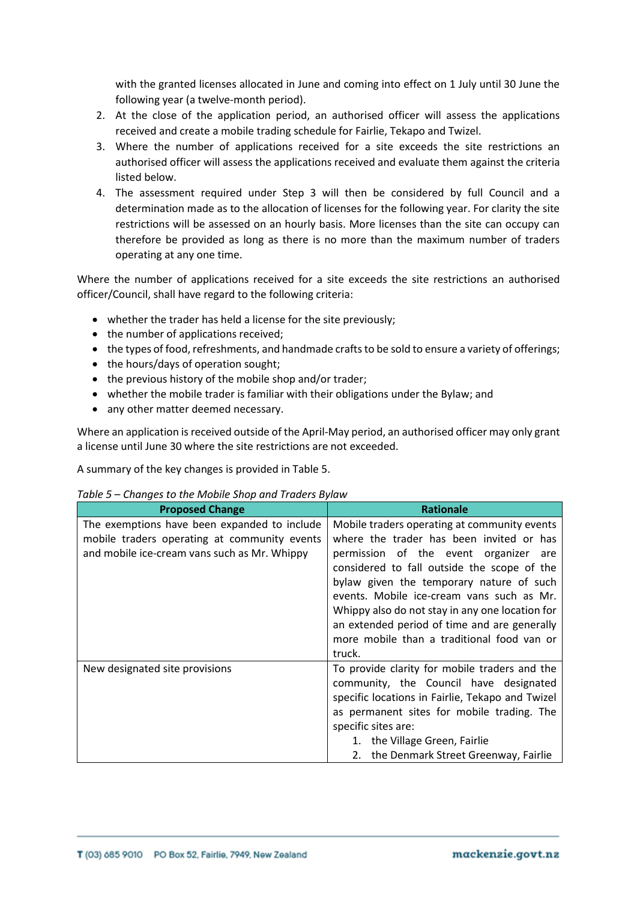with the granted licenses allocated in June and coming into effect on 1 July until 30 June the following year (a twelve-month period).

2. At the close of the application period, an authorised officer will assess the applications received and create a mobile trading schedule for Fairlie, Tekapo and Twizel.
3. Where the number of applications received for a site exceeds the site restrictions an authorised officer will assess the applications received and evaluate them against the criteria listed below.
4. The assessment required under Step 3 will then be considered by full Council and a determination made as to the allocation of licenses for the following year. For clarity the site restrictions will be assessed on an hourly basis. More licenses than the site can occupy can therefore be provided as long as there is no more than the maximum number of traders operating at any one time.

Where the number of applications received for a site exceeds the site restrictions an authorised officer/Council, shall have regard to the following criteria:

- whether the trader has held a license for the site previously;
- the number of applications received;
- the types of food, refreshments, and handmade crafts to be sold to ensure a variety of offerings;
- the hours/days of operation sought;
- the previous history of the mobile shop and/or trader;
- whether the mobile trader is familiar with their obligations under the Bylaw; and
- any other matter deemed necessary.

Where an application is received outside of the April-May period, an authorised officer may only grant a license until June 30 where the site restrictions are not exceeded.

A summary of the key changes is provided in Table 5.

*Table 5 – Changes to the Mobile Shop and Traders Bylaw*

| Proposed Change | Rationale |
|---|---|
| The exemptions have been expanded to include mobile traders operating at community events and mobile ice-cream vans such as Mr. Whippy | Mobile traders operating at community events where the trader has been invited or has permission of the event organizer are considered to fall outside the scope of the bylaw given the temporary nature of such events. Mobile ice-cream vans such as Mr. Whippy also do not stay in any one location for an extended period of time and are generally more mobile than a traditional food van or truck. |
| New designated site provisions | To provide clarity for mobile traders and the community, the Council have designated specific locations in Fairlie, Tekapo and Twizel as permanent sites for mobile trading. The specific sites are: 1. the Village Green, Fairlie 2. the Denmark Street Greenway, Fairlie |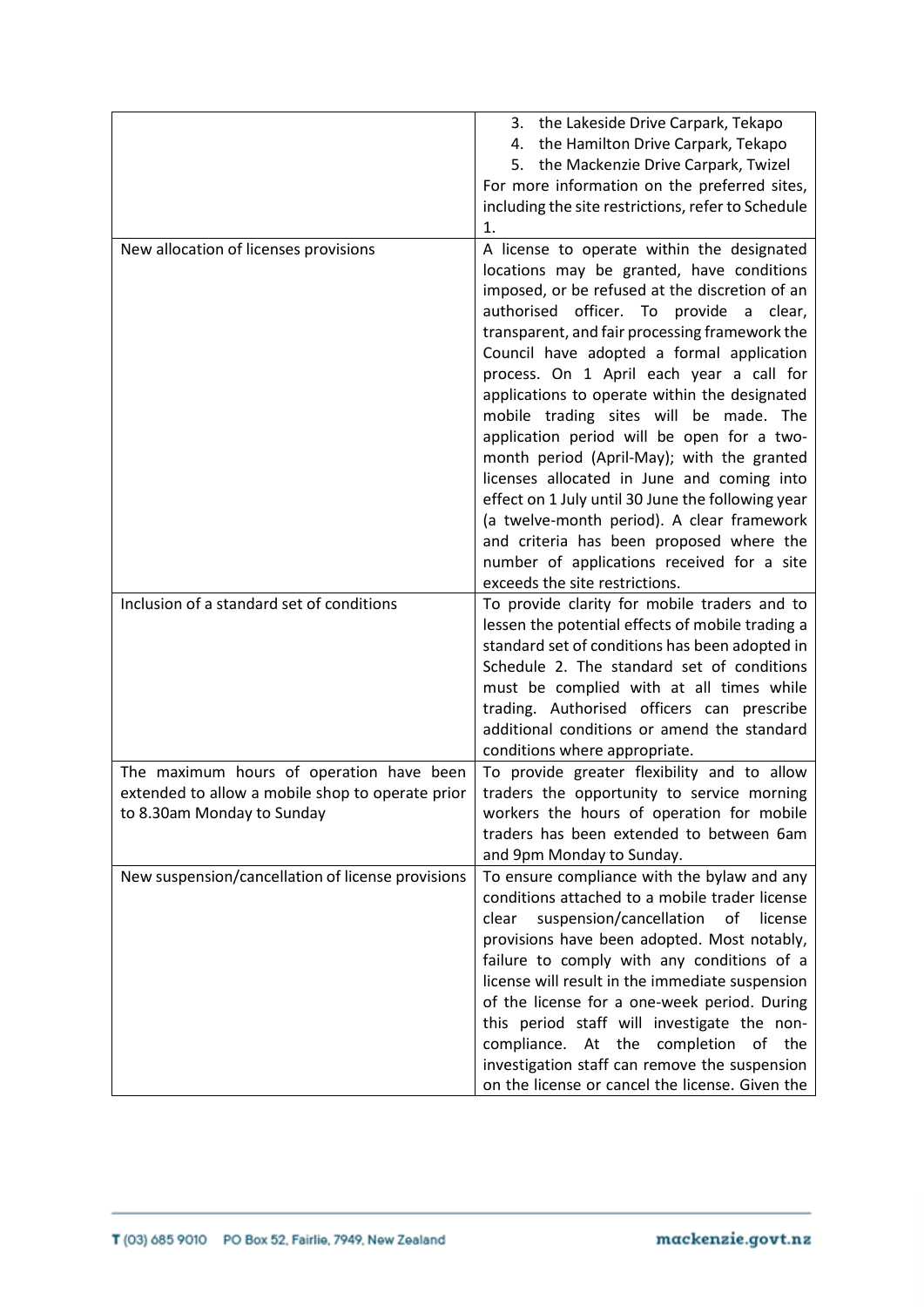| | |
|---|---|
| | 3. the Lakeside Drive Carpark, Tekapo<br>4. the Hamilton Drive Carpark, Tekapo<br>5. the Mackenzie Drive Carpark, Twizel<br>For more information on the preferred sites, including the site restrictions, refer to Schedule 1. |
| New allocation of licenses provisions | A license to operate within the designated locations may be granted, have conditions imposed, or be refused at the discretion of an authorised officer. To provide a clear, transparent, and fair processing framework the Council have adopted a formal application process. On 1 April each year a call for applications to operate within the designated mobile trading sites will be made. The application period will be open for a two-month period (April-May); with the granted licenses allocated in June and coming into effect on 1 July until 30 June the following year (a twelve-month period). A clear framework and criteria has been proposed where the number of applications received for a site exceeds the site restrictions. |
| Inclusion of a standard set of conditions | To provide clarity for mobile traders and to lessen the potential effects of mobile trading a standard set of conditions has been adopted in Schedule 2. The standard set of conditions must be complied with at all times while trading. Authorised officers can prescribe additional conditions or amend the standard conditions where appropriate. |
| The maximum hours of operation have been extended to allow a mobile shop to operate prior to 8.30am Monday to Sunday | To provide greater flexibility and to allow traders the opportunity to service morning workers the hours of operation for mobile traders has been extended to between 6am and 9pm Monday to Sunday. |
| New suspension/cancellation of license provisions | To ensure compliance with the bylaw and any conditions attached to a mobile trader license clear suspension/cancellation of license provisions have been adopted. Most notably, failure to comply with any conditions of a license will result in the immediate suspension of the license for a one-week period. During this period staff will investigate the non-compliance. At the completion of the investigation staff can remove the suspension on the license or cancel the license. Given the |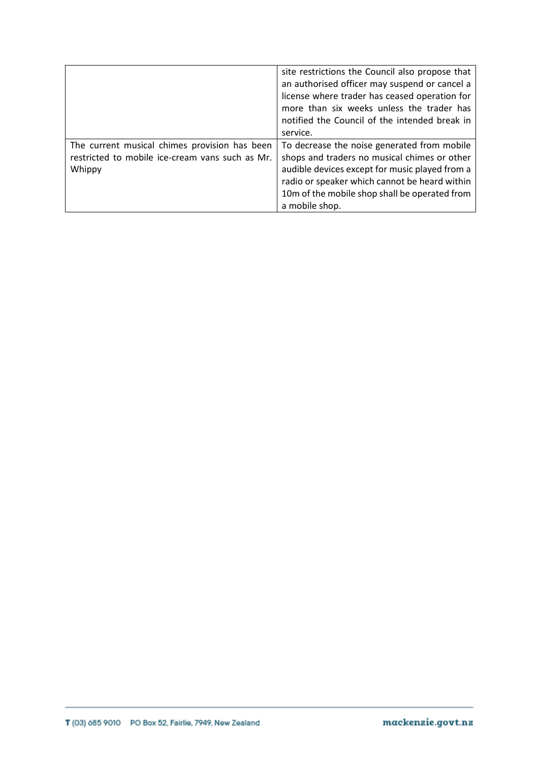| | |
|---|---|
| | site restrictions the Council also propose that an authorised officer may suspend or cancel a license where trader has ceased operation for more than six weeks unless the trader has notified the Council of the intended break in service. |
| The current musical chimes provision has been restricted to mobile ice-cream vans such as Mr. Whippy | To decrease the noise generated from mobile shops and traders no musical chimes or other audible devices except for music played from a radio or speaker which cannot be heard within 10m of the mobile shop shall be operated from a mobile shop. |